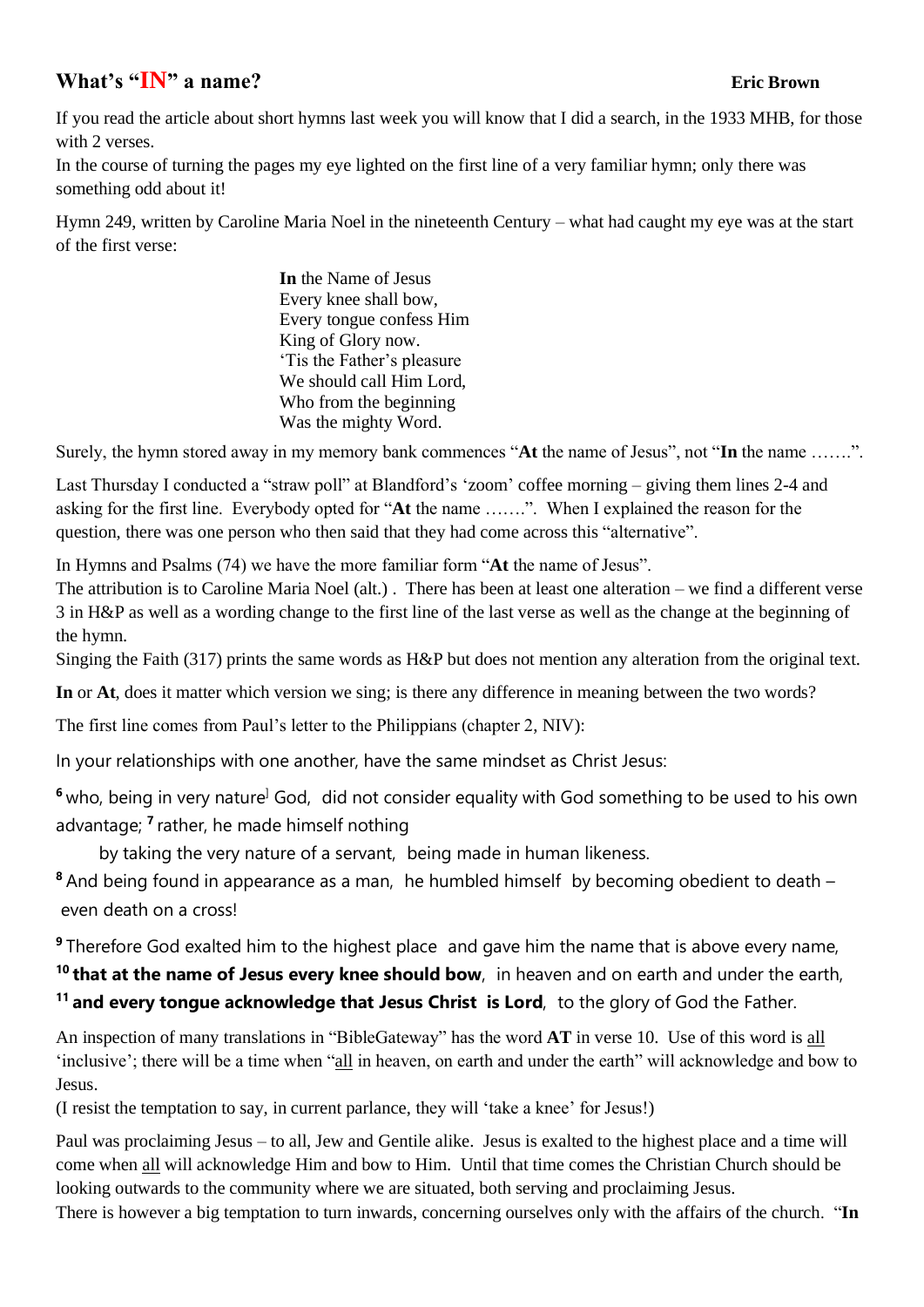## What's "IN" a name? **Eric Brown**

If you read the article about short hymns last week you will know that I did a search, in the 1933 MHB, for those with 2 verses.

In the course of turning the pages my eye lighted on the first line of a very familiar hymn; only there was something odd about it!

Hymn 249, written by Caroline Maria Noel in the nineteenth Century – what had caught my eye was at the start of the first verse:

> **In** the Name of Jesus
> Every knee shall bow,
> Every tongue confess Him
> King of Glory now.
> 'Tis the Father's pleasure
> We should call Him Lord,
> Who from the beginning
> Was the mighty Word.

Surely, the hymn stored away in my memory bank commences "**At** the name of Jesus", not "**In** the name …….".

Last Thursday I conducted a "straw poll" at Blandford's 'zoom' coffee morning – giving them lines 2-4 and asking for the first line. Everybody opted for "**At** the name …….". When I explained the reason for the question, there was one person who then said that they had come across this "alternative".

In Hymns and Psalms (74) we have the more familiar form "**At** the name of Jesus".

The attribution is to Caroline Maria Noel (alt.) . There has been at least one alteration – we find a different verse 3 in H&P as well as a wording change to the first line of the last verse as well as the change at the beginning of the hymn.

Singing the Faith (317) prints the same words as H&P but does not mention any alteration from the original text.

**In** or **At**, does it matter which version we sing; is there any difference in meaning between the two words?

The first line comes from Paul's letter to the Philippians (chapter 2, NIV):

In your relationships with one another, have the same mindset as Christ Jesus:

[6] who, being in very nature God, did not consider equality with God something to be used to his own advantage; [7] rather, he made himself nothing

by taking the very nature of a servant, being made in human likeness.

[8] And being found in appearance as a man, he humbled himself by becoming obedient to death – even death on a cross!

[9] Therefore God exalted him to the highest place and gave him the name that is above every name,
[10] **that at the name of Jesus every knee should bow**, in heaven and on earth and under the earth,
[11] **and every tongue acknowledge that Jesus Christ is Lord**, to the glory of God the Father.

An inspection of many translations in "BibleGateway" has the word **AT** in verse 10. Use of this word is all 'inclusive'; there will be a time when "all in heaven, on earth and under the earth" will acknowledge and bow to Jesus.

(I resist the temptation to say, in current parlance, they will 'take a knee' for Jesus!)

Paul was proclaiming Jesus – to all, Jew and Gentile alike. Jesus is exalted to the highest place and a time will come when all will acknowledge Him and bow to Him. Until that time comes the Christian Church should be looking outwards to the community where we are situated, both serving and proclaiming Jesus.

There is however a big temptation to turn inwards, concerning ourselves only with the affairs of the church. "**In**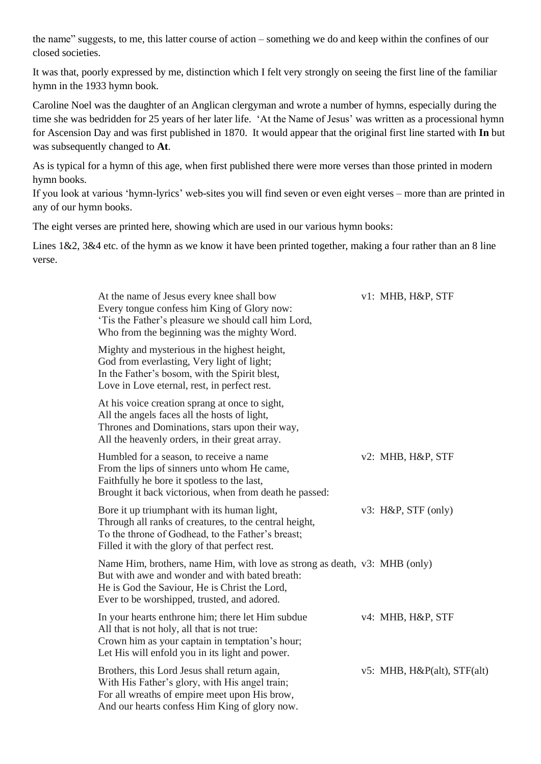the name" suggests, to me, this latter course of action – something we do and keep within the confines of our closed societies.

It was that, poorly expressed by me, distinction which I felt very strongly on seeing the first line of the familiar hymn in the 1933 hymn book.

Caroline Noel was the daughter of an Anglican clergyman and wrote a number of hymns, especially during the time she was bedridden for 25 years of her later life. 'At the Name of Jesus' was written as a processional hymn for Ascension Day and was first published in 1870. It would appear that the original first line started with **In** but was subsequently changed to **At**.

As is typical for a hymn of this age, when first published there were more verses than those printed in modern hymn books.
If you look at various 'hymn-lyrics' web-sites you will find seven or even eight verses – more than are printed in any of our hymn books.

The eight verses are printed here, showing which are used in our various hymn books:

Lines 1&2, 3&4 etc. of the hymn as we know it have been printed together, making a four rather than an 8 line verse.

| | |
|---|---|
| At the name of Jesus every knee shall bow<br>Every tongue confess him King of Glory now:<br>'Tis the Father's pleasure we should call him Lord,<br>Who from the beginning was the mighty Word. | v1: MHB, H&P, STF |
| Mighty and mysterious in the highest height,<br>God from everlasting, Very light of light;<br>In the Father's bosom, with the Spirit blest,<br>Love in Love eternal, rest, in perfect rest. | |
| At his voice creation sprang at once to sight,<br>All the angels faces all the hosts of light,<br>Thrones and Dominations, stars upon their way,<br>All the heavenly orders, in their great array. | |
| Humbled for a season, to receive a name<br>From the lips of sinners unto whom He came,<br>Faithfully he bore it spotless to the last,<br>Brought it back victorious, when from death he passed: | v2: MHB, H&P, STF |
| Bore it up triumphant with its human light,<br>Through all ranks of creatures, to the central height,<br>To the throne of Godhead, to the Father's breast;<br>Filled it with the glory of that perfect rest. | v3: H&P, STF (only) |
| Name Him, brothers, name Him, with love as strong as death,<br>But with awe and wonder and with bated breath:<br>He is God the Saviour, He is Christ the Lord,<br>Ever to be worshipped, trusted, and adored. | v3: MHB (only) |
| In your hearts enthrone him; there let Him subdue<br>All that is not holy, all that is not true:<br>Crown him as your captain in temptation's hour;<br>Let His will enfold you in its light and power. | v4: MHB, H&P, STF |
| Brothers, this Lord Jesus shall return again,<br>With His Father's glory, with His angel train;<br>For all wreaths of empire meet upon His brow,<br>And our hearts confess Him King of glory now. | v5: MHB, H&P(alt), STF(alt) |